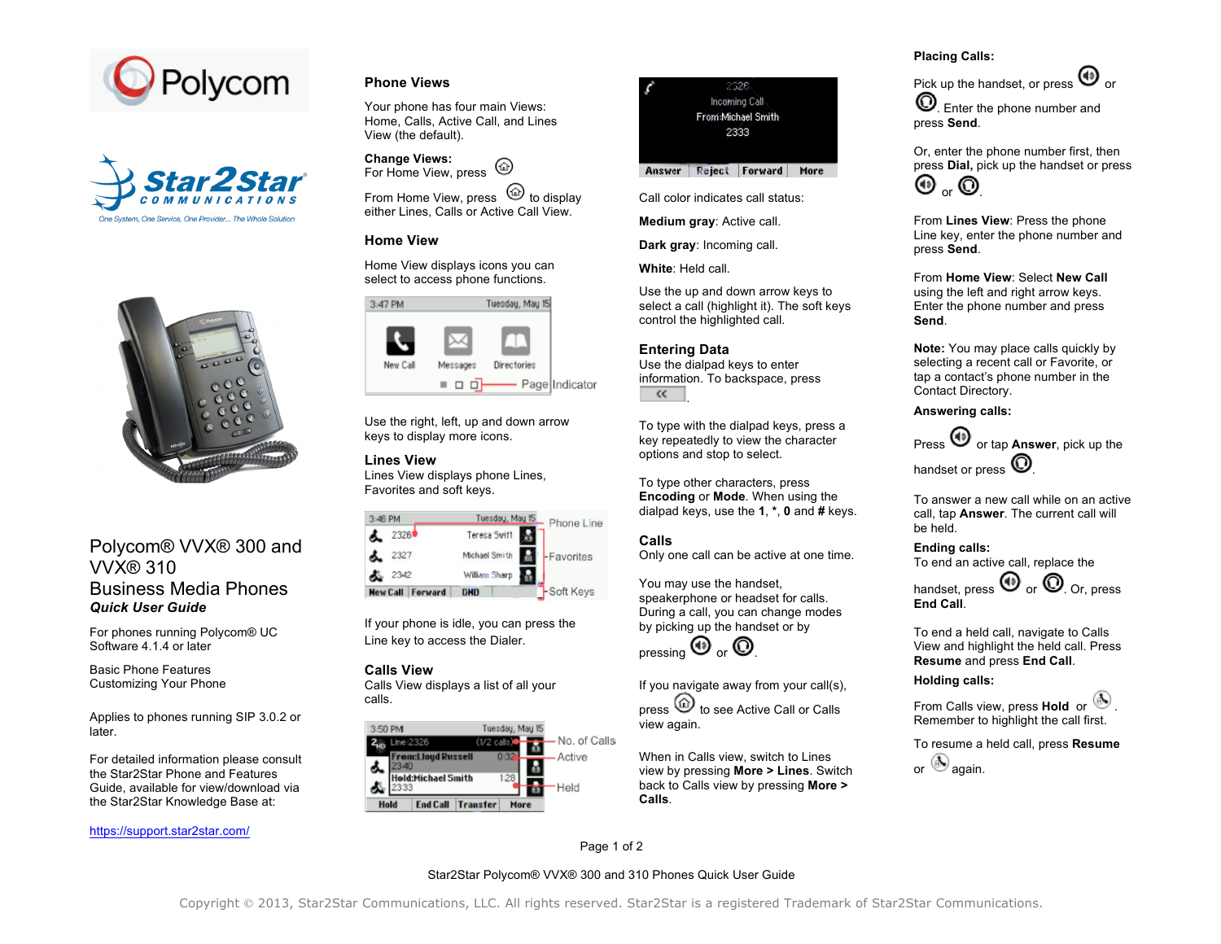# Polycom® VVX® 300 and VVX® 310 Business Media Phones

***Quick User Guide***

For phones running Polycom® UC Software 4.1.4 or later

Basic Phone Features
Customizing Your Phone

Applies to phones running SIP 3.0.2 or later.

For detailed information please consult the Star2Star Phone and Features Guide, available for view/download via the Star2Star Knowledge Base at:

https://support.star2star.com/

## Phone Views

Your phone has four main Views: Home, Calls, Active Call, and Lines View (the default).

**Change Views:**
For Home View, press

From Home View, press to display either Lines, Calls or Active Call View.

## Home View

Home View displays icons you can select to access phone functions.

Use the right, left, up and down arrow keys to display more icons.

## Lines View

Lines View displays phone Lines, Favorites and soft keys.

If your phone is idle, you can press the Line key to access the Dialer.

## Calls View

Calls View displays a list of all your calls.

Call color indicates call status:

**Medium gray**: Active call.

**Dark gray**: Incoming call.

**White**: Held call.

Use the up and down arrow keys to select a call (highlight it). The soft keys control the highlighted call.

## Entering Data

Use the dialpad keys to enter information. To backspace, press .

To type with the dialpad keys, press a key repeatedly to view the character options and stop to select.

To type other characters, press **Encoding** or **Mode**. When using the dialpad keys, use the **1**, **\***, **0** and **#** keys.

## Calls

Only one call can be active at one time.

You may use the handset, speakerphone or headset for calls. During a call, you can change modes by picking up the handset or by pressing or .

If you navigate away from your call(s), press to see Active Call or Calls view again.

When in Calls view, switch to Lines view by pressing **More > Lines**. Switch back to Calls view by pressing **More > Calls**.

**Placing Calls:**

Pick up the handset, or press or . Enter the phone number and press **Send**.

Or, enter the phone number first, then press **Dial,** pick up the handset or press or .

From **Lines View**: Press the phone Line key, enter the phone number and press **Send**.

From **Home View**: Select **New Call** using the left and right arrow keys. Enter the phone number and press **Send**.

**Note:** You may place calls quickly by selecting a recent call or Favorite, or tap a contact's phone number in the Contact Directory.

**Answering calls:**

Press or tap **Answer**, pick up the handset or press .

To answer a new call while on an active call, tap **Answer**. The current call will be held.

**Ending calls:**

To end an active call, replace the handset, press or . Or, press **End Call**.

To end a held call, navigate to Calls View and highlight the held call. Press **Resume** and press **End Call**.

**Holding calls:**

From Calls view, press **Hold** or . Remember to highlight the call first.

To resume a held call, press **Resume** or again.

Star2Star Polycom® VVX® 300 and 310 Phones Quick User Guide

Copyright © 2013, Star2Star Communications, LLC. All rights reserved. Star2Star is a registered Trademark of Star2Star Communications.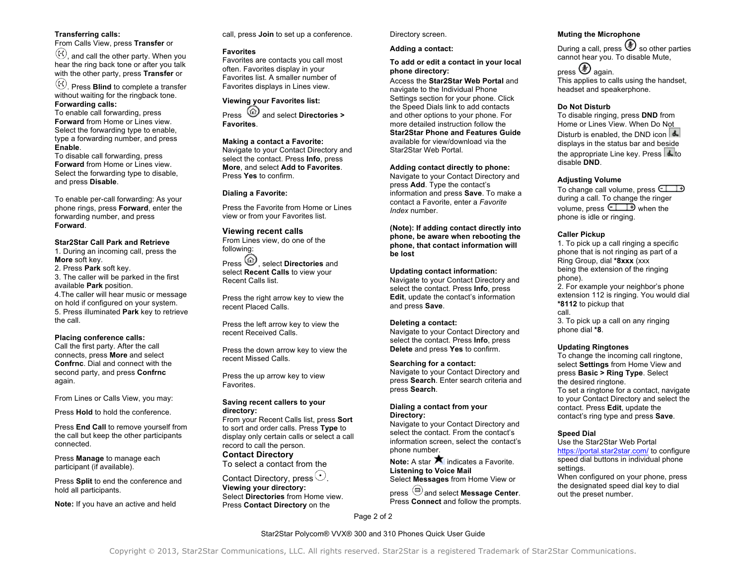**Transferring calls:**
From Calls View, press **Transfer** or , and call the other party. When you hear the ring back tone or after you talk with the other party, press **Transfer** or . Press **Blind** to complete a transfer without waiting for the ringback tone.

**Forwarding calls:**
To enable call forwarding, press **Forward** from Home or Lines view. Select the forwarding type to enable, type a forwarding number, and press **Enable**.
To disable call forwarding, press **Forward** from Home or Lines view. Select the forwarding type to disable, and press **Disable**.

To enable per-call forwarding: As your phone rings, press **Forward**, enter the forwarding number, and press **Forward**.

**Star2Star Call Park and Retrieve**
1. During an incoming call, press the **More** soft key.
2. Press **Park** soft key.
3. The caller will be parked in the first available **Park** position.
4.The caller will hear music or message on hold if configured on your system.
5. Press illuminated **Park** key to retrieve the call.

**Placing conference calls:**
Call the first party. After the call connects, press **More** and select **Confrnc**. Dial and connect with the second party, and press **Confrnc** again.

From Lines or Calls View, you may:

Press **Hold** to hold the conference.

Press **End Call** to remove yourself from the call but keep the other participants connected.

Press **Manage** to manage each participant (if available).

Press **Split** to end the conference and hold all participants.

**Note:** If you have an active and held call, press **Join** to set up a conference.

**Favorites**
Favorites are contacts you call most often. Favorites display in your Favorites list. A smaller number of Favorites displays in Lines view.

**Viewing your Favorites list:**

Press  and select **Directories > Favorites**.

**Making a contact a Favorite:**
Navigate to your Contact Directory and select the contact. Press **Info**, press **More**, and select **Add to Favorites**. Press **Yes** to confirm.

**Dialing a Favorite:**

Press the Favorite from Home or Lines view or from your Favorites list.

**Viewing recent calls**
From Lines view, do one of the following:

Press , select **Directories** and select **Recent Calls** to view your Recent Calls list.

Press the right arrow key to view the recent Placed Calls.

Press the left arrow key to view the recent Received Calls.

Press the down arrow key to view the recent Missed Calls.

Press the up arrow key to view Favorites.

**Saving recent callers to your directory:**
From your Recent Calls list, press **Sort** to sort and order calls. Press **Type** to display only certain calls or select a call record to call the person.

**Contact Directory**
To select a contact from the Contact Directory, press .

**Viewing your directory:**
Select **Directories** from Home view. Press **Contact Directory** on the Directory screen.

**Adding a contact:**

**To add or edit a contact in your local phone directory:**
Access the **Star2Star Web Portal** and navigate to the Individual Phone Settings section for your phone. Click the Speed Dials link to add contacts and other options to your phone. For more detailed instruction follow the **Star2Star Phone and Features Guide** available for view/download via the Star2Star Web Portal.

**Adding contact directly to phone:**
Navigate to your Contact Directory and press **Add**. Type the contact's information and press **Save**. To make a contact a Favorite, enter a *Favorite Index* number.

**(Note): If adding contact directly into phone, be aware when rebooting the phone, that contact information will be lost**

**Updating contact information:**
Navigate to your Contact Directory and select the contact. Press **Info**, press **Edit**, update the contact's information and press **Save**.

**Deleting a contact:**
Navigate to your Contact Directory and select the contact. Press **Info**, press **Delete** and press **Yes** to confirm.

**Searching for a contact:**
Navigate to your Contact Directory and press **Search**. Enter search criteria and press **Search**.

**Dialing a contact from your Directory:**
Navigate to your Contact Directory and select the contact. From the contact's information screen, select the contact's phone number.

**Note:** A star ★ indicates a Favorite.

**Listening to Voice Mail**
Select **Messages** from Home View or press  and select **Message Center**. Press **Connect** and follow the prompts.

**Muting the Microphone**
During a call, press  so other parties cannot hear you. To disable Mute, press  again.
This applies to calls using the handset, headset and speakerphone.

**Do Not Disturb**
To disable ringing, press **DND** from Home or Lines View. When Do Not Disturb is enabled, the DND icon  displays in the status bar and beside the appropriate Line key. Press  to disable **DND**.

**Adjusting Volume**
To change call volume, press  during a call. To change the ringer volume, press  when the phone is idle or ringing.

**Caller Pickup**
1. To pick up a call ringing a specific phone that is not ringing as part of a Ring Group, dial **\*8xxx** (xxx being the extension of the ringing phone).
2. For example your neighbor's phone extension 112 is ringing. You would dial **\*8112** to pickup that call.
3. To pick up a call on any ringing phone dial **\*8**.

**Updating Ringtones**
To change the incoming call ringtone, select **Settings** from Home View and press **Basic > Ring Type**. Select the desired ringtone.
To set a ringtone for a contact, navigate to your Contact Directory and select the contact. Press **Edit**, update the contact's ring type and press **Save**.

**Speed Dial**
Use the Star2Star Web Portal https://portal.star2star.com/ to configure speed dial buttons in individual phone settings.
When configured on your phone, press the designated speed dial key to dial out the preset number.

Star2Star Polycom® VVX® 300 and 310 Phones Quick User Guide

Copyright © 2013, Star2Star Communications, LLC. All rights reserved. Star2Star is a registered Trademark of Star2Star Communications.